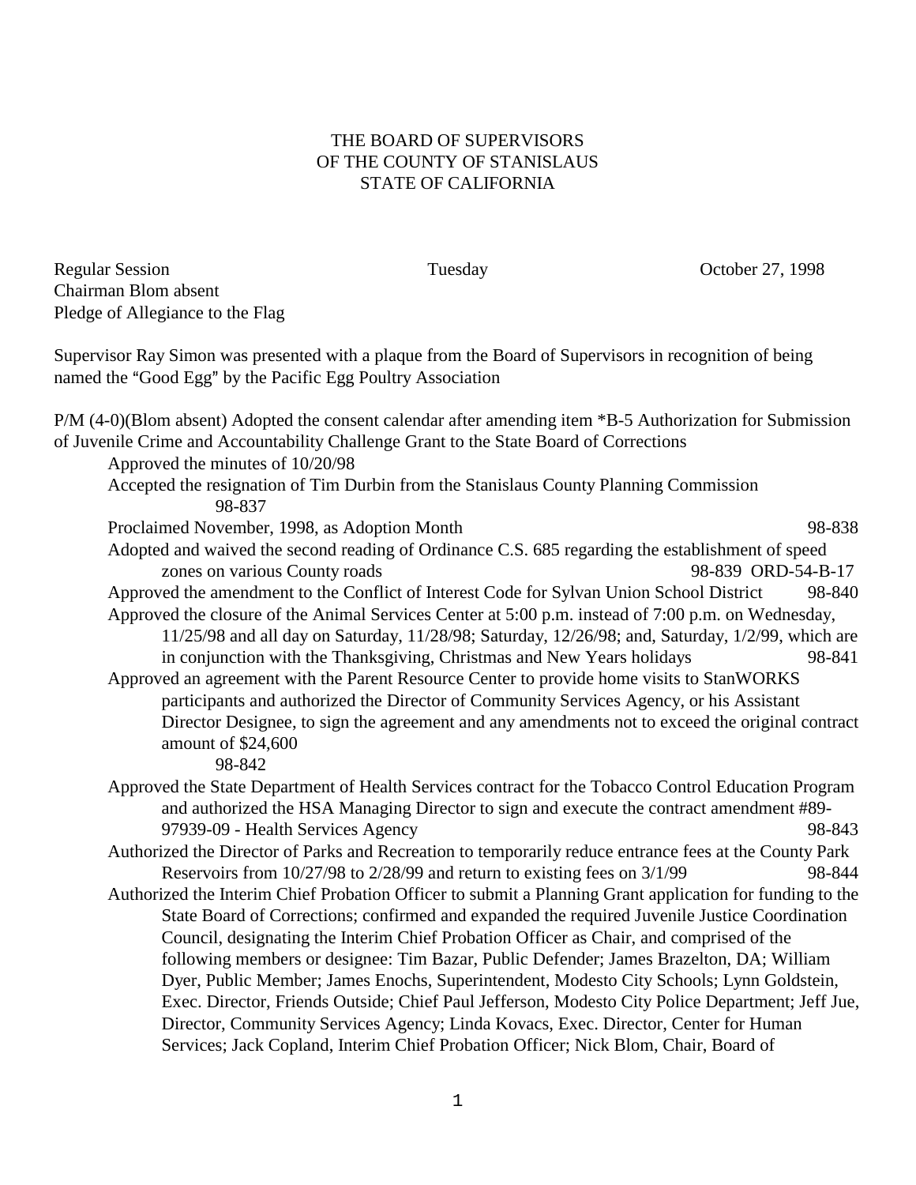THE BOARD OF SUPERVISORS
OF THE COUNTY OF STANISLAUS
STATE OF CALIFORNIA

Regular Session Tuesday October 27, 1998

Chairman Blom absent

Pledge of Allegiance to the Flag

Supervisor Ray Simon was presented with a plaque from the Board of Supervisors in recognition of being named the "Good Egg" by the Pacific Egg Poultry Association

P/M (4-0)(Blom absent) Adopted the consent calendar after amending item *B-5 Authorization for Submission of Juvenile Crime and Accountability Challenge Grant to the State Board of Corrections

Approved the minutes of 10/20/98

Accepted the resignation of Tim Durbin from the Stanislaus County Planning Commission 98-837

Proclaimed November, 1998, as Adoption Month 98-838

Adopted and waived the second reading of Ordinance C.S. 685 regarding the establishment of speed zones on various County roads 98-839 ORD-54-B-17

Approved the amendment to the Conflict of Interest Code for Sylvan Union School District 98-840

Approved the closure of the Animal Services Center at 5:00 p.m. instead of 7:00 p.m. on Wednesday, 11/25/98 and all day on Saturday, 11/28/98; Saturday, 12/26/98; and, Saturday, 1/2/99, which are in conjunction with the Thanksgiving, Christmas and New Years holidays 98-841

Approved an agreement with the Parent Resource Center to provide home visits to StanWORKS participants and authorized the Director of Community Services Agency, or his Assistant Director Designee, to sign the agreement and any amendments not to exceed the original contract amount of $24,600 98-842

Approved the State Department of Health Services contract for the Tobacco Control Education Program and authorized the HSA Managing Director to sign and execute the contract amendment #89-97939-09 - Health Services Agency 98-843

Authorized the Director of Parks and Recreation to temporarily reduce entrance fees at the County Park Reservoirs from 10/27/98 to 2/28/99 and return to existing fees on 3/1/99 98-844

Authorized the Interim Chief Probation Officer to submit a Planning Grant application for funding to the State Board of Corrections; confirmed and expanded the required Juvenile Justice Coordination Council, designating the Interim Chief Probation Officer as Chair, and comprised of the following members or designee: Tim Bazar, Public Defender; James Brazelton, DA; William Dyer, Public Member; James Enochs, Superintendent, Modesto City Schools; Lynn Goldstein, Exec. Director, Friends Outside; Chief Paul Jefferson, Modesto City Police Department; Jeff Jue, Director, Community Services Agency; Linda Kovacs, Exec. Director, Center for Human Services; Jack Copland, Interim Chief Probation Officer; Nick Blom, Chair, Board of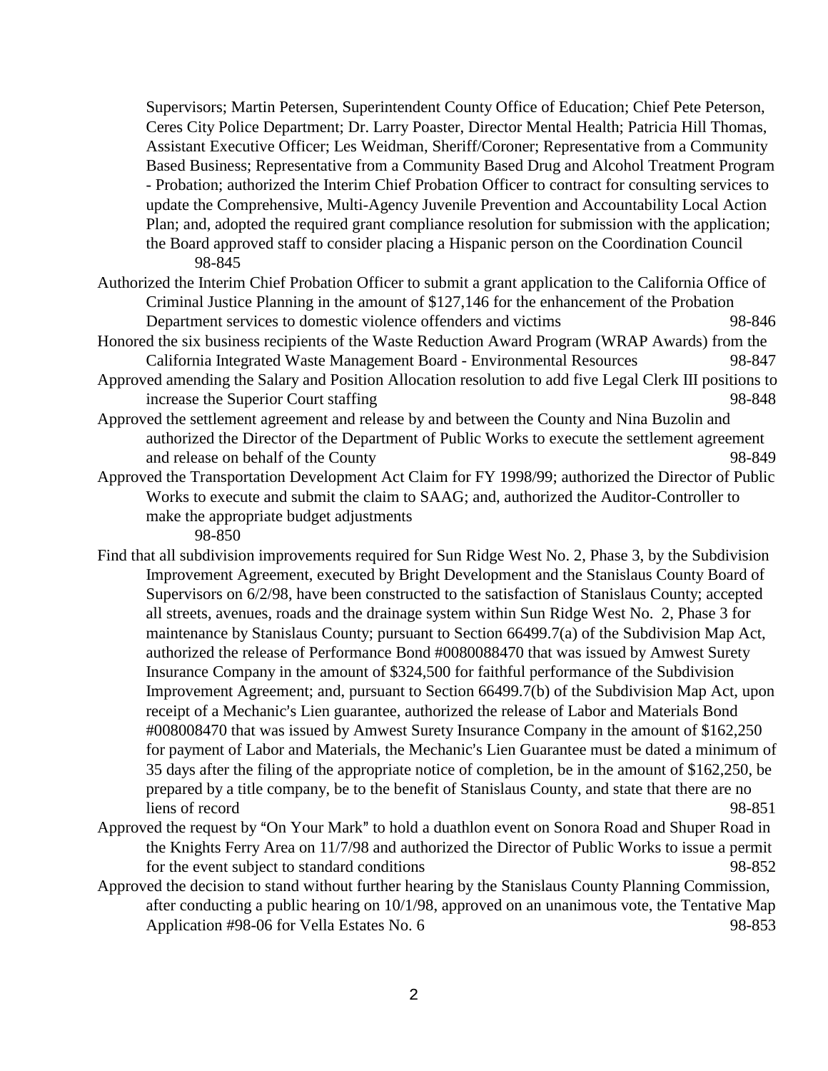Supervisors; Martin Petersen, Superintendent County Office of Education; Chief Pete Peterson, Ceres City Police Department; Dr. Larry Poaster, Director Mental Health; Patricia Hill Thomas, Assistant Executive Officer; Les Weidman, Sheriff/Coroner; Representative from a Community Based Business; Representative from a Community Based Drug and Alcohol Treatment Program - Probation; authorized the Interim Chief Probation Officer to contract for consulting services to update the Comprehensive, Multi-Agency Juvenile Prevention and Accountability Local Action Plan; and, adopted the required grant compliance resolution for submission with the application; the Board approved staff to consider placing a Hispanic person on the Coordination Council 98-845

Authorized the Interim Chief Probation Officer to submit a grant application to the California Office of Criminal Justice Planning in the amount of $127,146 for the enhancement of the Probation Department services to domestic violence offenders and victims 98-846

Honored the six business recipients of the Waste Reduction Award Program (WRAP Awards) from the California Integrated Waste Management Board - Environmental Resources 98-847

Approved amending the Salary and Position Allocation resolution to add five Legal Clerk III positions to increase the Superior Court staffing 98-848

Approved the settlement agreement and release by and between the County and Nina Buzolin and authorized the Director of the Department of Public Works to execute the settlement agreement and release on behalf of the County 98-849

Approved the Transportation Development Act Claim for FY 1998/99; authorized the Director of Public Works to execute and submit the claim to SAAG; and, authorized the Auditor-Controller to make the appropriate budget adjustments 98-850

Find that all subdivision improvements required for Sun Ridge West No. 2, Phase 3, by the Subdivision Improvement Agreement, executed by Bright Development and the Stanislaus County Board of Supervisors on 6/2/98, have been constructed to the satisfaction of Stanislaus County; accepted all streets, avenues, roads and the drainage system within Sun Ridge West No. 2, Phase 3 for maintenance by Stanislaus County; pursuant to Section 66499.7(a) of the Subdivision Map Act, authorized the release of Performance Bond #0080088470 that was issued by Amwest Surety Insurance Company in the amount of $324,500 for faithful performance of the Subdivision Improvement Agreement; and, pursuant to Section 66499.7(b) of the Subdivision Map Act, upon receipt of a Mechanic's Lien guarantee, authorized the release of Labor and Materials Bond #008008470 that was issued by Amwest Surety Insurance Company in the amount of $162,250 for payment of Labor and Materials, the Mechanic's Lien Guarantee must be dated a minimum of 35 days after the filing of the appropriate notice of completion, be in the amount of $162,250, be prepared by a title company, be to the benefit of Stanislaus County, and state that there are no liens of record 98-851

Approved the request by "On Your Mark" to hold a duathlon event on Sonora Road and Shuper Road in the Knights Ferry Area on 11/7/98 and authorized the Director of Public Works to issue a permit for the event subject to standard conditions 98-852

Approved the decision to stand without further hearing by the Stanislaus County Planning Commission, after conducting a public hearing on 10/1/98, approved on an unanimous vote, the Tentative Map Application #98-06 for Vella Estates No. 6 98-853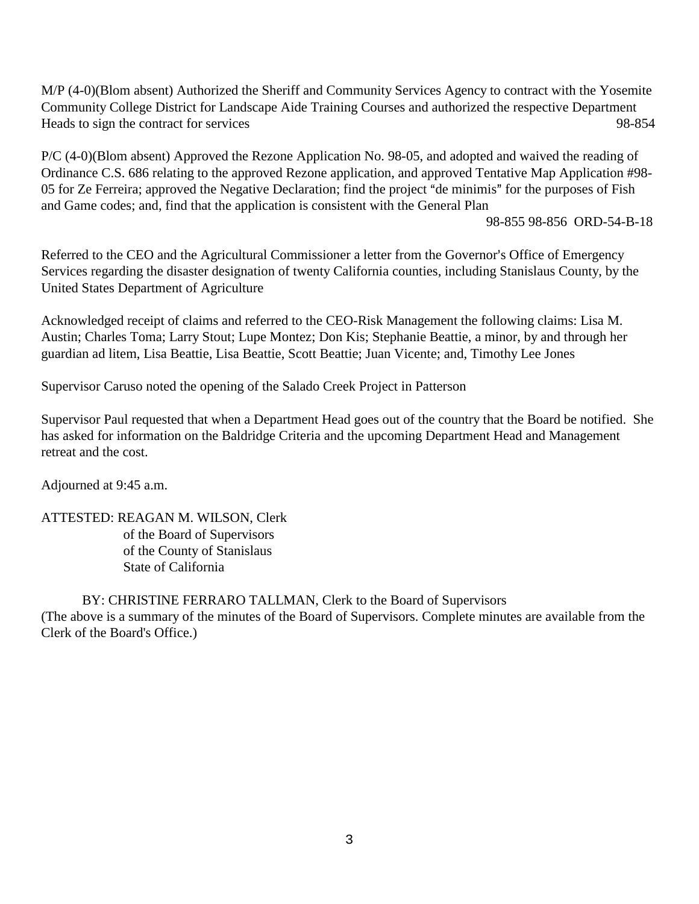M/P (4-0)(Blom absent) Authorized the Sheriff and Community Services Agency to contract with the Yosemite Community College District for Landscape Aide Training Courses and authorized the respective Department Heads to sign the contract for services 98-854

P/C (4-0)(Blom absent) Approved the Rezone Application No. 98-05, and adopted and waived the reading of Ordinance C.S. 686 relating to the approved Rezone application, and approved Tentative Map Application #98-05 for Ze Ferreira; approved the Negative Declaration; find the project "de minimis" for the purposes of Fish and Game codes; and, find that the application is consistent with the General Plan
98-855 98-856 ORD-54-B-18

Referred to the CEO and the Agricultural Commissioner a letter from the Governor's Office of Emergency Services regarding the disaster designation of twenty California counties, including Stanislaus County, by the United States Department of Agriculture

Acknowledged receipt of claims and referred to the CEO-Risk Management the following claims: Lisa M. Austin; Charles Toma; Larry Stout; Lupe Montez; Don Kis; Stephanie Beattie, a minor, by and through her guardian ad litem, Lisa Beattie, Lisa Beattie, Scott Beattie; Juan Vicente; and, Timothy Lee Jones

Supervisor Caruso noted the opening of the Salado Creek Project in Patterson

Supervisor Paul requested that when a Department Head goes out of the country that the Board be notified. She has asked for information on the Baldridge Criteria and the upcoming Department Head and Management retreat and the cost.

Adjourned at 9:45 a.m.

ATTESTED: REAGAN M. WILSON, Clerk
of the Board of Supervisors
of the County of Stanislaus
State of California

BY: CHRISTINE FERRARO TALLMAN, Clerk to the Board of Supervisors
(The above is a summary of the minutes of the Board of Supervisors. Complete minutes are available from the Clerk of the Board's Office.)